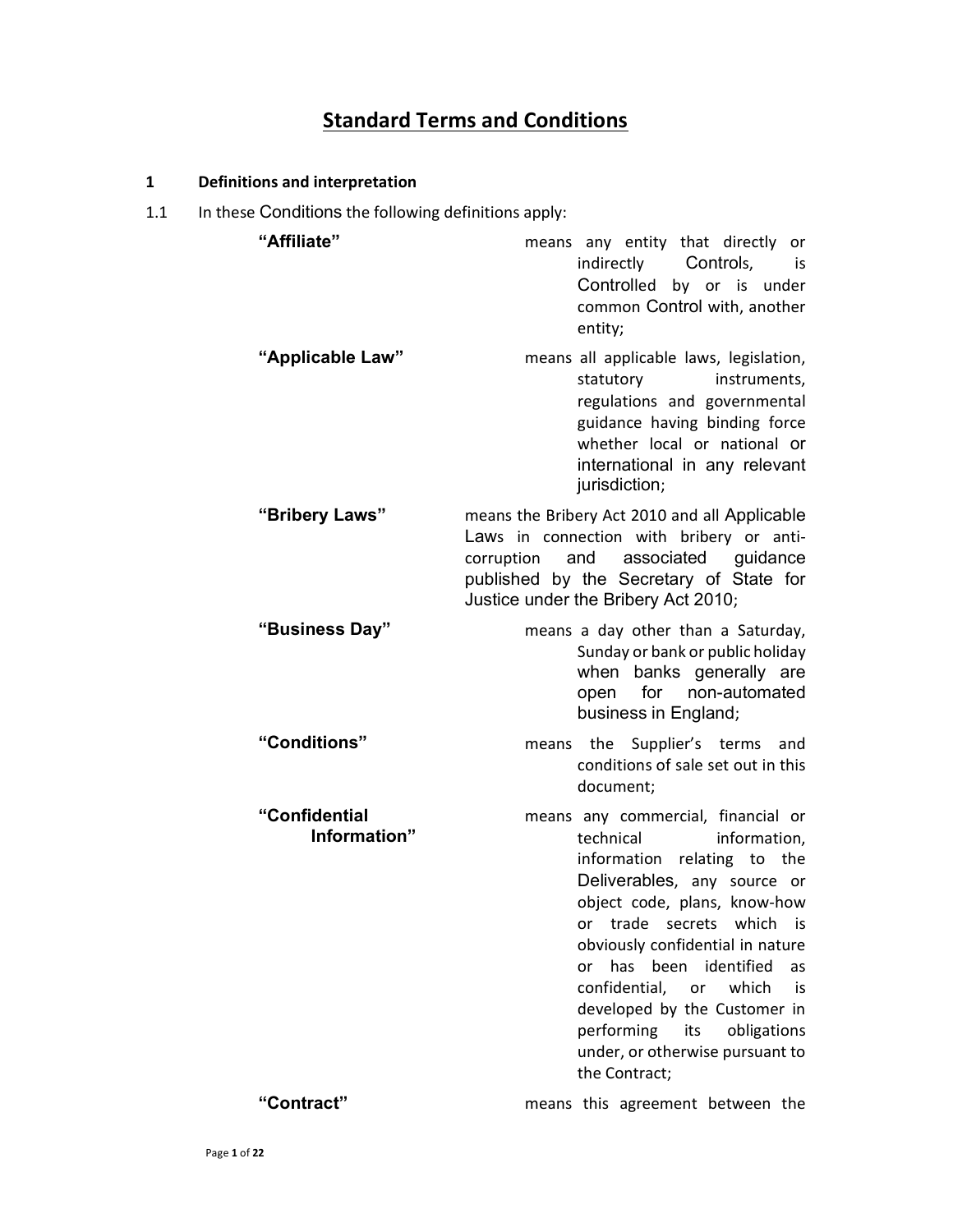# Standard Terms and Conditions

## 1 Definitions and interpretation

1.1 In these Conditions the following definitions apply:

**"Affiliate"** means any entity that directly or indirectly Controls, is Controlled by or is under common Control with, another entity;

**"Applicable Law"** means all applicable laws, legislation, statutory instruments, regulations and governmental guidance having binding force whether local or national or international in any relevant jurisdiction;

**"Bribery Laws"** means the Bribery Act 2010 and all Applicable Laws in connection with bribery or anti-corruption and associated guidance published by the Secretary of State for Justice under the Bribery Act 2010;

**"Business Day"** means a day other than a Saturday, Sunday or bank or public holiday when banks generally are open for non-automated business in England;

**"Conditions"** means the Supplier's terms and conditions of sale set out in this document;

**"Confidential Information"** means any commercial, financial or technical information, information relating to the Deliverables, any source or object code, plans, know-how or trade secrets which is obviously confidential in nature or has been identified as confidential, or which is developed by the Customer in performing its obligations under, or otherwise pursuant to the Contract;

**"Contract"** means this agreement between the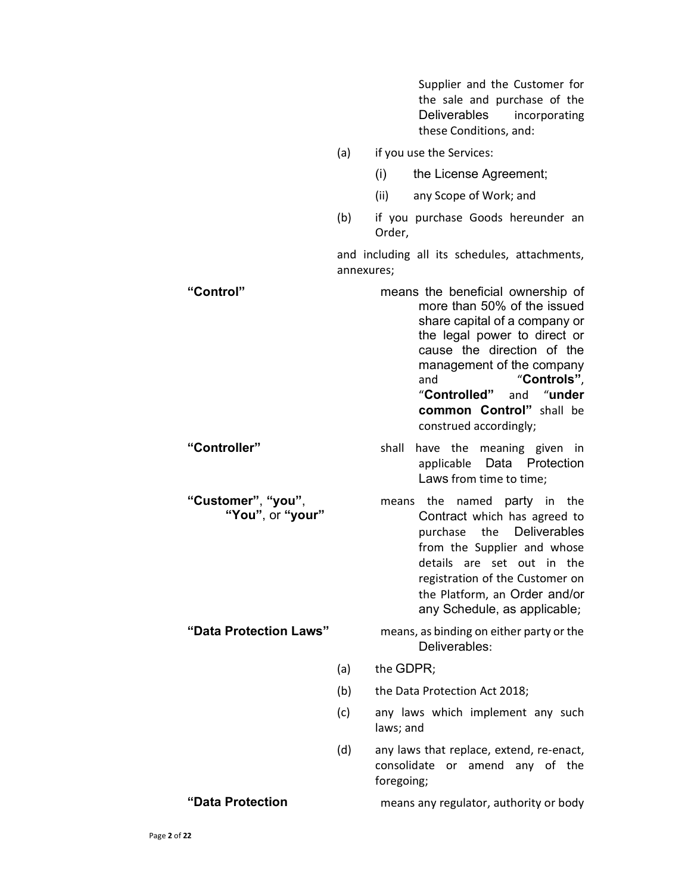Supplier and the Customer for the sale and purchase of the Deliverables incorporating these Conditions, and:

(a) if you use the Services:

(i) the License Agreement;

(ii) any Scope of Work; and

(b) if you purchase Goods hereunder an Order,

and including all its schedules, attachments, annexures;

**"Control"** means the beneficial ownership of more than 50% of the issued share capital of a company or the legal power to direct or cause the direction of the management of the company and "**Controls"**, "**Controlled"** and "**under common Control"** shall be construed accordingly;

**"Controller"** shall have the meaning given in applicable Data Protection Laws from time to time;

**"Customer"**, **"you"**, **"You"**, or **"your"** means the named party in the Contract which has agreed to purchase the Deliverables from the Supplier and whose details are set out in the registration of the Customer on the Platform, an Order and/or any Schedule, as applicable;

**"Data Protection Laws"** means, as binding on either party or the Deliverables:

(a) the GDPR;

(b) the Data Protection Act 2018;

(c) any laws which implement any such laws; and

(d) any laws that replace, extend, re-enact, consolidate or amend any of the foregoing;

**"Data Protection** means any regulator, authority or body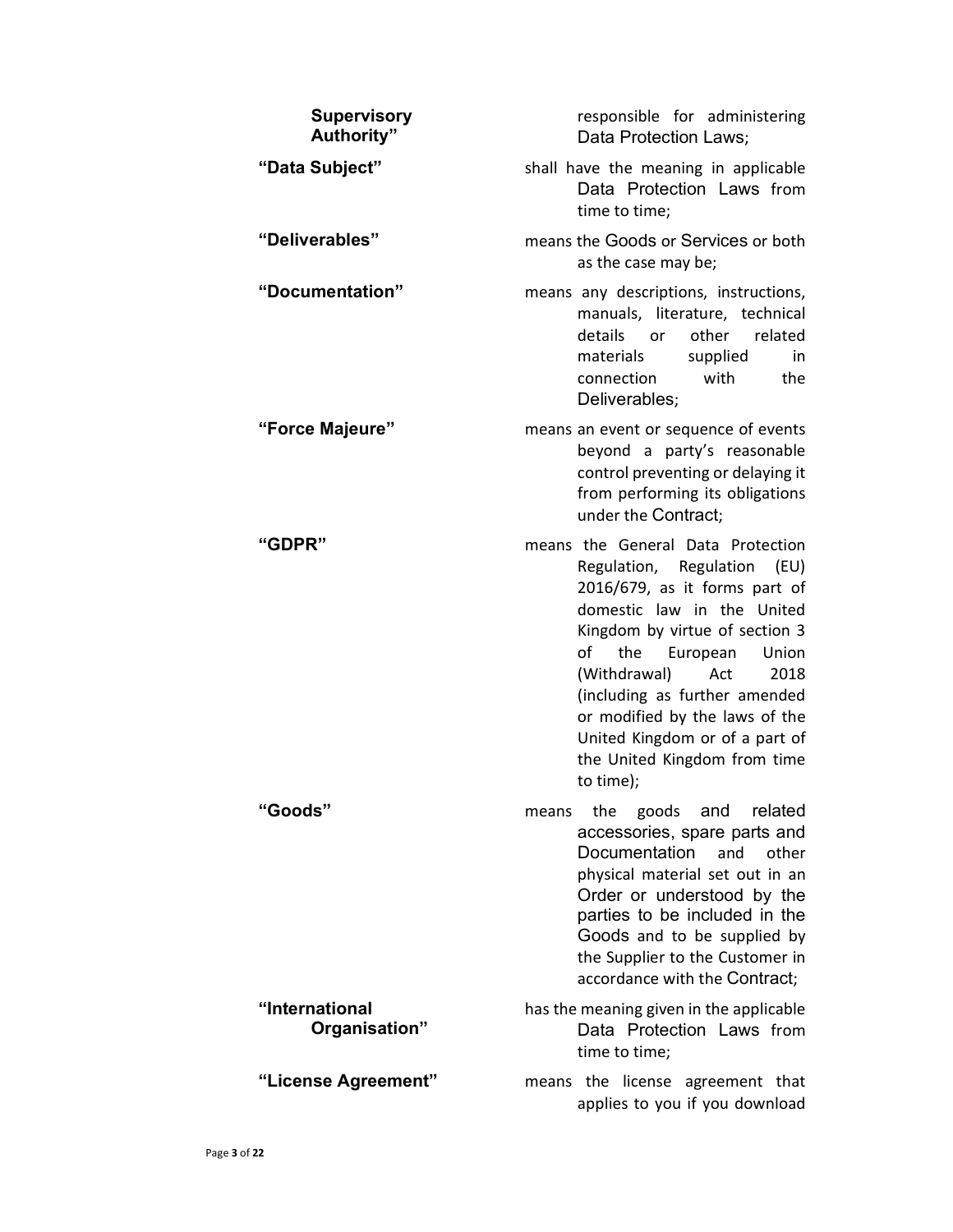| | |
|---|---|
| **Supervisory Authority"** | responsible for administering Data Protection Laws; |
| **"Data Subject"** | shall have the meaning in applicable Data Protection Laws from time to time; |
| **"Deliverables"** | means the Goods or Services or both as the case may be; |
| **"Documentation"** | means any descriptions, instructions, manuals, literature, technical details or other related materials supplied in connection with the Deliverables; |
| **"Force Majeure"** | means an event or sequence of events beyond a party's reasonable control preventing or delaying it from performing its obligations under the Contract; |
| **"GDPR"** | means the General Data Protection Regulation, Regulation (EU) 2016/679, as it forms part of domestic law in the United Kingdom by virtue of section 3 of the European Union (Withdrawal) Act 2018 (including as further amended or modified by the laws of the United Kingdom or of a part of the United Kingdom from time to time); |
| **"Goods"** | means the goods and related accessories, spare parts and Documentation and other physical material set out in an Order or understood by the parties to be included in the Goods and to be supplied by the Supplier to the Customer in accordance with the Contract; |
| **"International Organisation"** | has the meaning given in the applicable Data Protection Laws from time to time; |
| **"License Agreement"** | means the license agreement that applies to you if you download |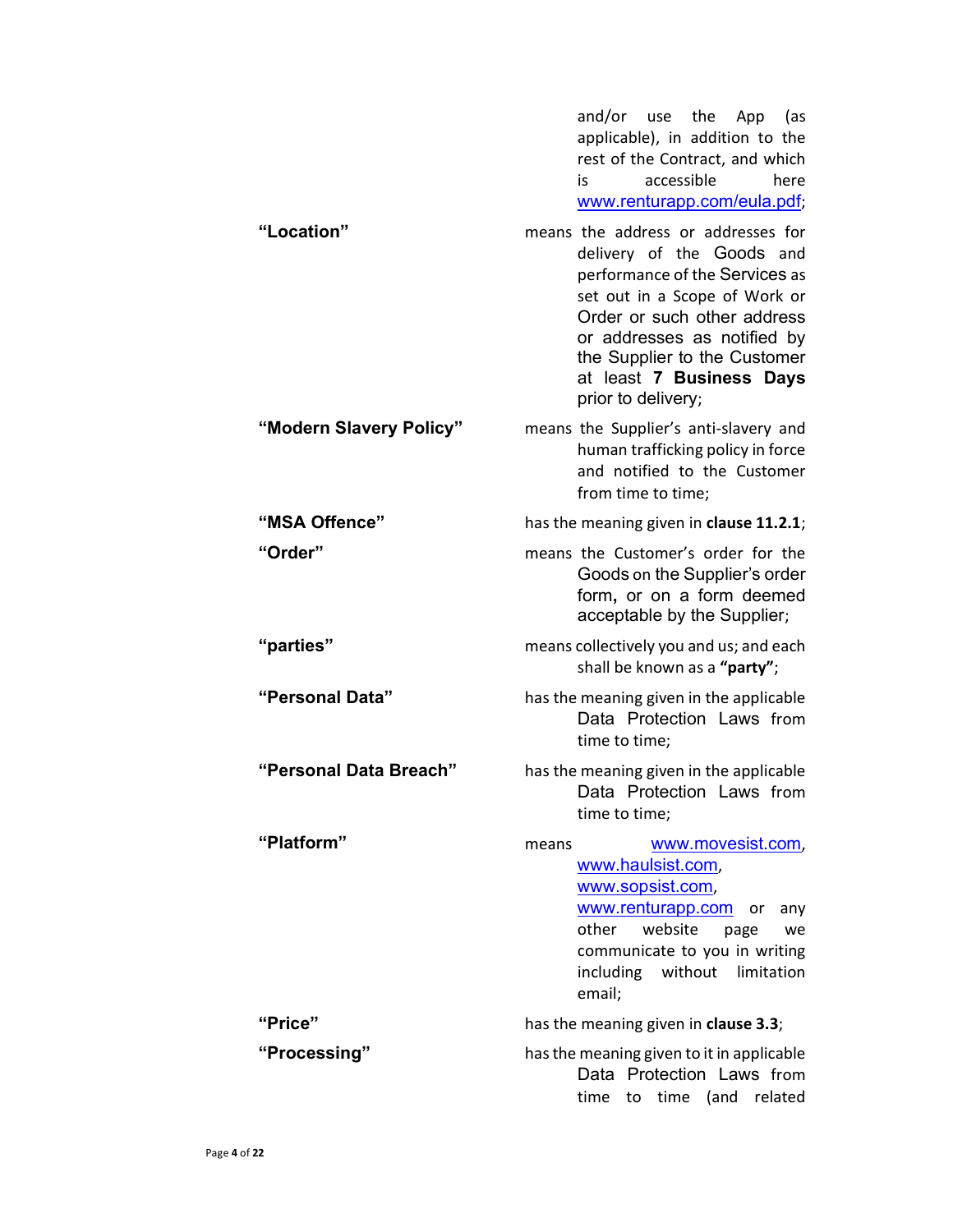and/or use the App (as applicable), in addition to the rest of the Contract, and which is accessible here www.renturapp.com/eula.pdf;

| | |
|---|---|
| **"Location"** | means the address or addresses for delivery of the Goods and performance of the Services as set out in a Scope of Work or Order or such other address or addresses as notified by the Supplier to the Customer at least **7 Business Days** prior to delivery; |
| **"Modern Slavery Policy"** | means the Supplier's anti-slavery and human trafficking policy in force and notified to the Customer from time to time; |
| **"MSA Offence"** | has the meaning given in **clause 11.2.1**; |
| **"Order"** | means the Customer's order for the Goods on the Supplier's order form, or on a form deemed acceptable by the Supplier; |
| **"parties"** | means collectively you and us; and each shall be known as a **"party"**; |
| **"Personal Data"** | has the meaning given in the applicable Data Protection Laws from time to time; |
| **"Personal Data Breach"** | has the meaning given in the applicable Data Protection Laws from time to time; |
| **"Platform"** | means www.movesist.com, www.haulsist.com, www.sopsist.com, www.renturapp.com or any other website page we communicate to you in writing including without limitation email; |
| **"Price"** | has the meaning given in **clause 3.3**; |
| **"Processing"** | has the meaning given to it in applicable Data Protection Laws from time to time (and related |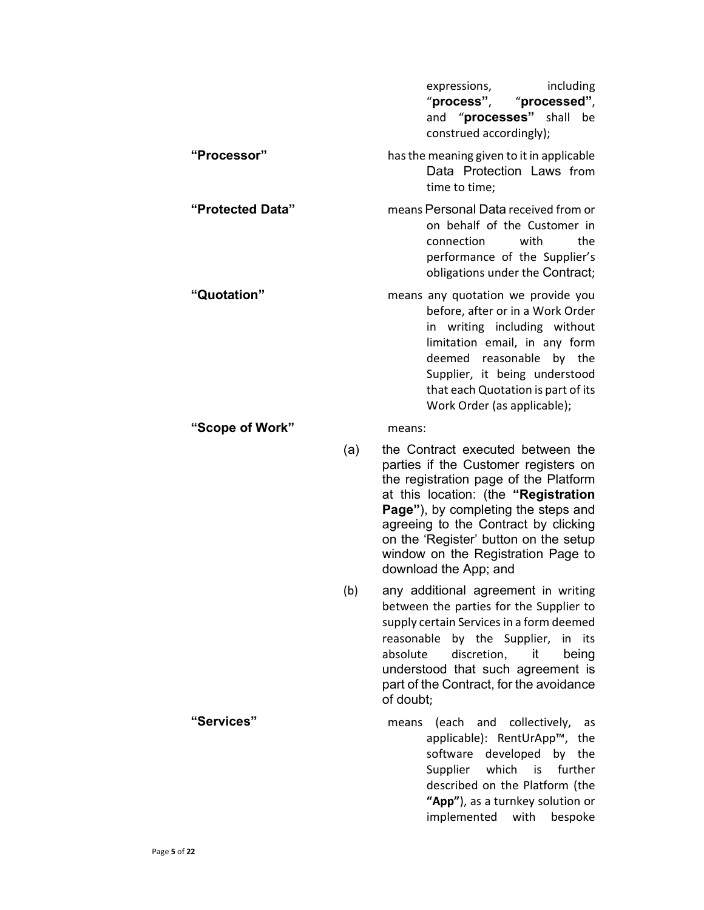expressions, including "**process**", "**processed**", and "**processes**" shall be construed accordingly);

**"Processor"** has the meaning given to it in applicable Data Protection Laws from time to time;

**"Protected Data"** means Personal Data received from or on behalf of the Customer in connection with the performance of the Supplier's obligations under the Contract;

**"Quotation"** means any quotation we provide you before, after or in a Work Order in writing including without limitation email, in any form deemed reasonable by the Supplier, it being understood that each Quotation is part of its Work Order (as applicable);

**"Scope of Work"** means:

(a) the Contract executed between the parties if the Customer registers on the registration page of the Platform at this location: (the **"Registration Page"**), by completing the steps and agreeing to the Contract by clicking on the 'Register' button on the setup window on the Registration Page to download the App; and

(b) any additional agreement in writing between the parties for the Supplier to supply certain Services in a form deemed reasonable by the Supplier, in its absolute discretion, it being understood that such agreement is part of the Contract, for the avoidance of doubt;

**"Services"** means (each and collectively, as applicable): RentUrApp™, the software developed by the Supplier which is further described on the Platform (the **"App"**), as a turnkey solution or implemented with bespoke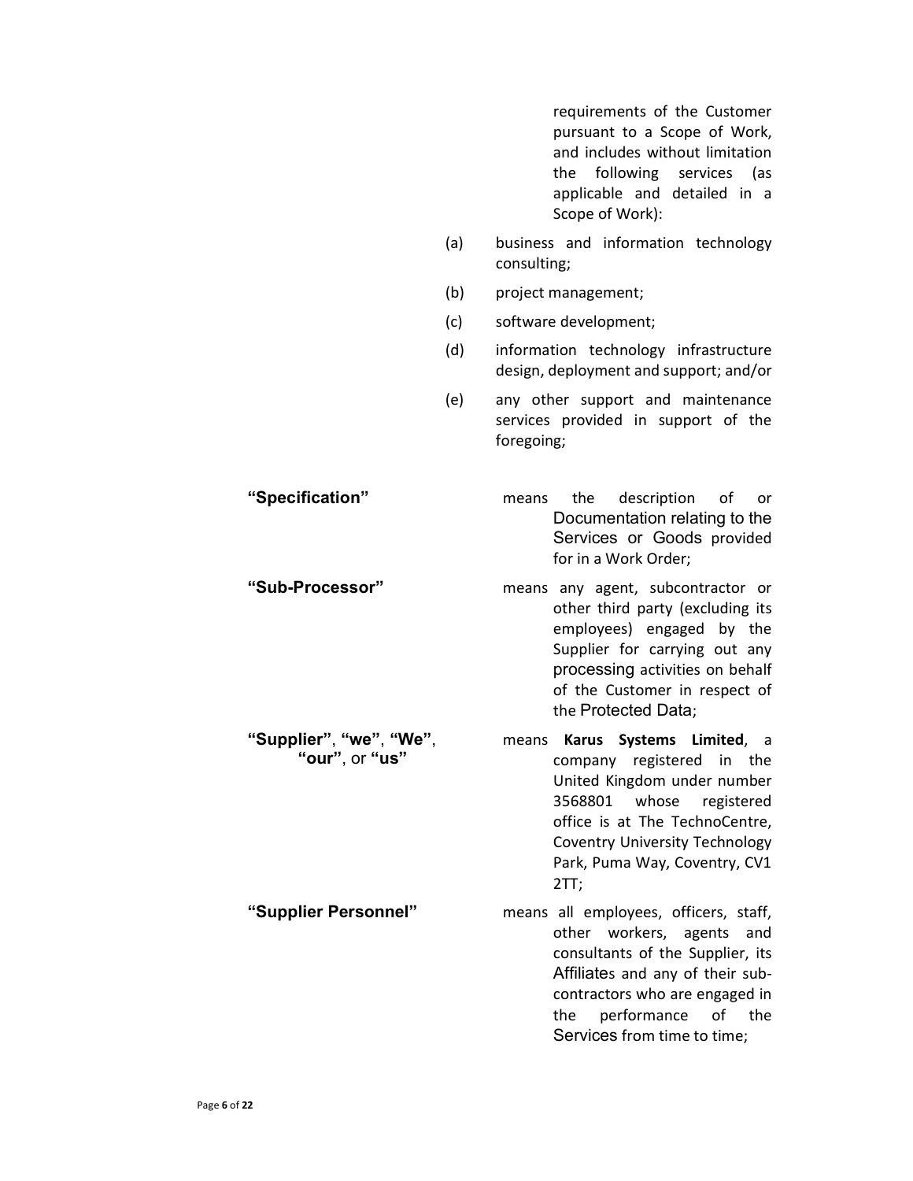requirements of the Customer pursuant to a Scope of Work, and includes without limitation the following services (as applicable and detailed in a Scope of Work):

(a) business and information technology consulting;

(b) project management;

(c) software development;

(d) information technology infrastructure design, deployment and support; and/or

(e) any other support and maintenance services provided in support of the foregoing;

**"Specification"** means the description of or Documentation relating to the Services or Goods provided for in a Work Order;

**"Sub-Processor"** means any agent, subcontractor or other third party (excluding its employees) engaged by the Supplier for carrying out any processing activities on behalf of the Customer in respect of the Protected Data;

**"Supplier"**, **"we"**, **"We"**, **"our"**, or **"us"** means **Karus Systems Limited**, a company registered in the United Kingdom under number 3568801 whose registered office is at The TechnoCentre, Coventry University Technology Park, Puma Way, Coventry, CV1 2TT;

**"Supplier Personnel"** means all employees, officers, staff, other workers, agents and consultants of the Supplier, its Affiliates and any of their sub-contractors who are engaged in the performance of the Services from time to time;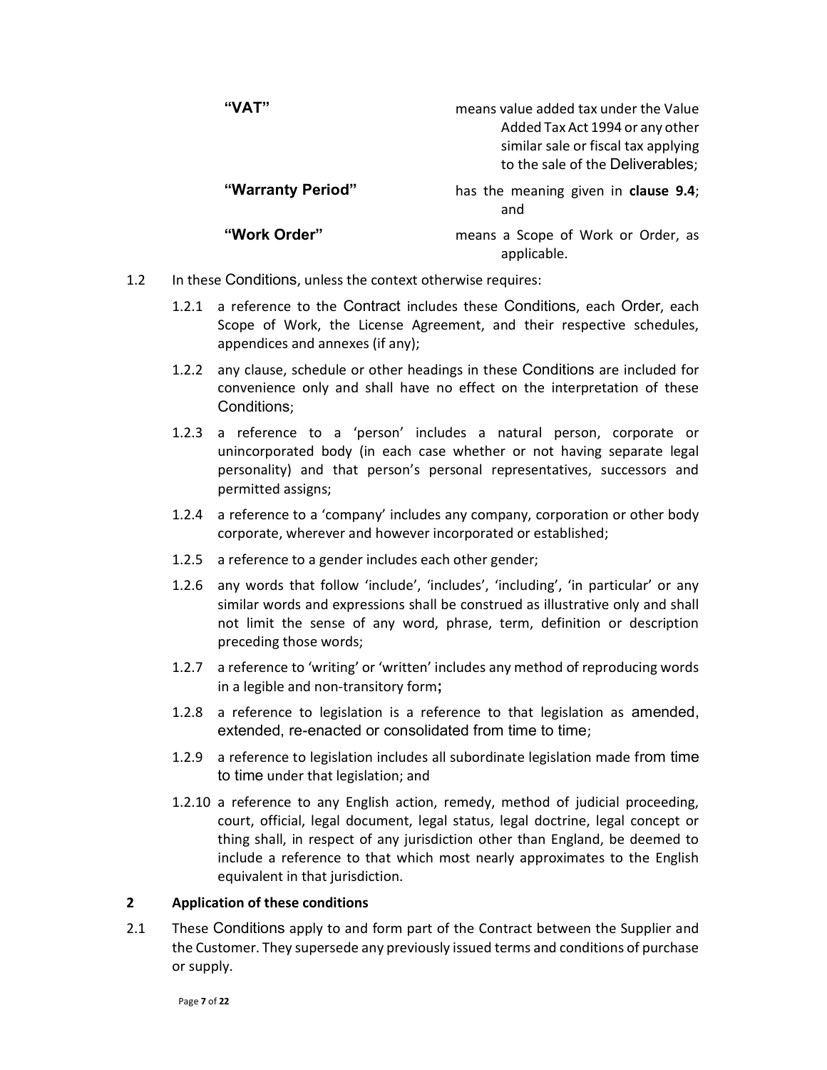| | |
|---|---|
| **"VAT"** | means value added tax under the Value Added Tax Act 1994 or any other similar sale or fiscal tax applying to the sale of the Deliverables; |
| **"Warranty Period"** | has the meaning given in **clause 9.4**; and |
| **"Work Order"** | means a Scope of Work or Order, as applicable. |

1.2 In these Conditions, unless the context otherwise requires:

1.2.1 a reference to the Contract includes these Conditions, each Order, each Scope of Work, the License Agreement, and their respective schedules, appendices and annexes (if any);

1.2.2 any clause, schedule or other headings in these Conditions are included for convenience only and shall have no effect on the interpretation of these Conditions;

1.2.3 a reference to a 'person' includes a natural person, corporate or unincorporated body (in each case whether or not having separate legal personality) and that person's personal representatives, successors and permitted assigns;

1.2.4 a reference to a 'company' includes any company, corporation or other body corporate, wherever and however incorporated or established;

1.2.5 a reference to a gender includes each other gender;

1.2.6 any words that follow 'include', 'includes', 'including', 'in particular' or any similar words and expressions shall be construed as illustrative only and shall not limit the sense of any word, phrase, term, definition or description preceding those words;

1.2.7 a reference to 'writing' or 'written' includes any method of reproducing words in a legible and non-transitory form**;**

1.2.8 a reference to legislation is a reference to that legislation as amended, extended, re-enacted or consolidated from time to time;

1.2.9 a reference to legislation includes all subordinate legislation made from time to time under that legislation; and

1.2.10 a reference to any English action, remedy, method of judicial proceeding, court, official, legal document, legal status, legal doctrine, legal concept or thing shall, in respect of any jurisdiction other than England, be deemed to include a reference to that which most nearly approximates to the English equivalent in that jurisdiction.

## 2 Application of these conditions

2.1 These Conditions apply to and form part of the Contract between the Supplier and the Customer. They supersede any previously issued terms and conditions of purchase or supply.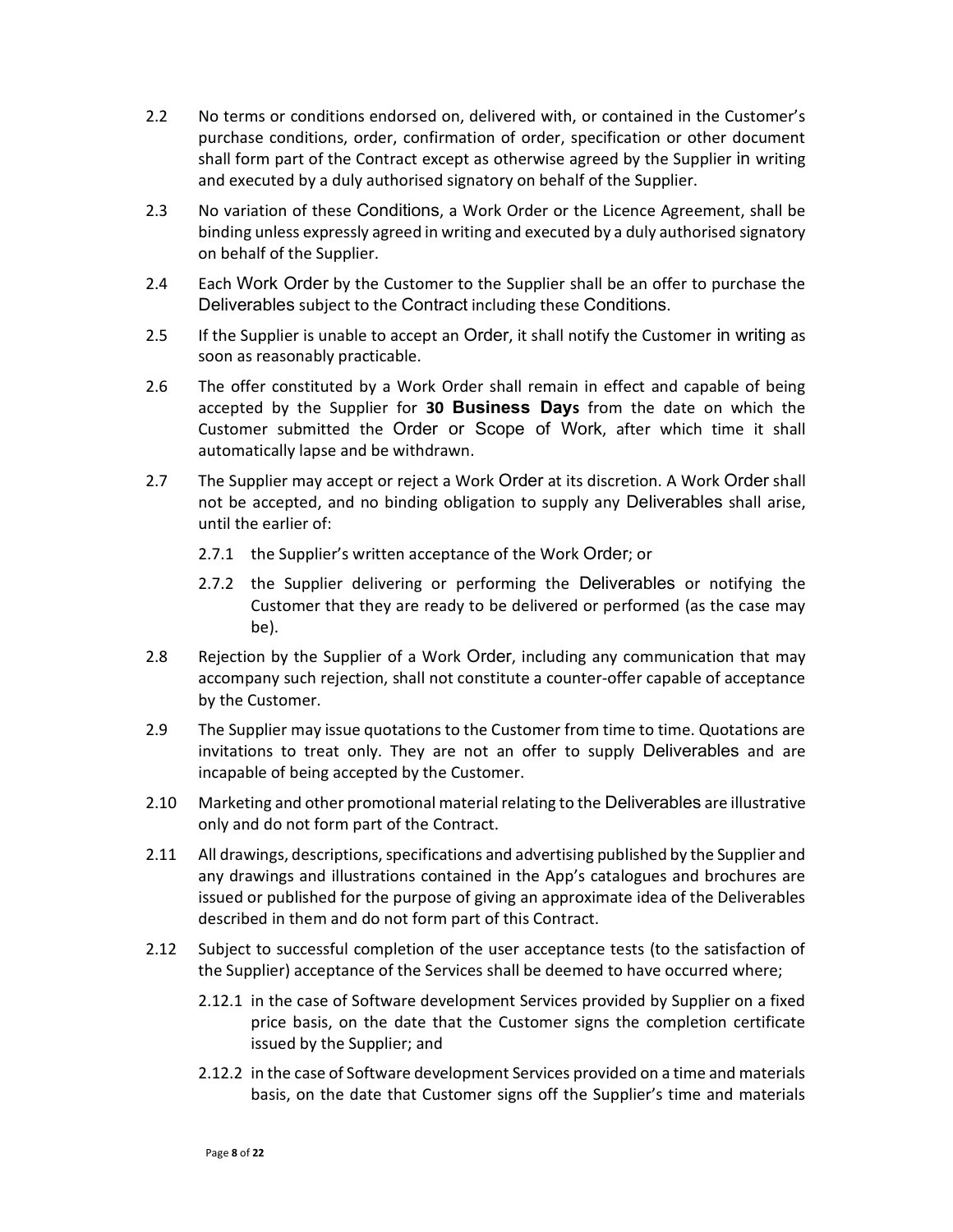2.2 No terms or conditions endorsed on, delivered with, or contained in the Customer's purchase conditions, order, confirmation of order, specification or other document shall form part of the Contract except as otherwise agreed by the Supplier in writing and executed by a duly authorised signatory on behalf of the Supplier.

2.3 No variation of these Conditions, a Work Order or the Licence Agreement, shall be binding unless expressly agreed in writing and executed by a duly authorised signatory on behalf of the Supplier.

2.4 Each Work Order by the Customer to the Supplier shall be an offer to purchase the Deliverables subject to the Contract including these Conditions.

2.5 If the Supplier is unable to accept an Order, it shall notify the Customer in writing as soon as reasonably practicable.

2.6 The offer constituted by a Work Order shall remain in effect and capable of being accepted by the Supplier for **30 Business Days** from the date on which the Customer submitted the Order or Scope of Work, after which time it shall automatically lapse and be withdrawn.

2.7 The Supplier may accept or reject a Work Order at its discretion. A Work Order shall not be accepted, and no binding obligation to supply any Deliverables shall arise, until the earlier of:

2.7.1 the Supplier's written acceptance of the Work Order; or

2.7.2 the Supplier delivering or performing the Deliverables or notifying the Customer that they are ready to be delivered or performed (as the case may be).

2.8 Rejection by the Supplier of a Work Order, including any communication that may accompany such rejection, shall not constitute a counter-offer capable of acceptance by the Customer.

2.9 The Supplier may issue quotations to the Customer from time to time. Quotations are invitations to treat only. They are not an offer to supply Deliverables and are incapable of being accepted by the Customer.

2.10 Marketing and other promotional material relating to the Deliverables are illustrative only and do not form part of the Contract.

2.11 All drawings, descriptions, specifications and advertising published by the Supplier and any drawings and illustrations contained in the App's catalogues and brochures are issued or published for the purpose of giving an approximate idea of the Deliverables described in them and do not form part of this Contract.

2.12 Subject to successful completion of the user acceptance tests (to the satisfaction of the Supplier) acceptance of the Services shall be deemed to have occurred where;

2.12.1 in the case of Software development Services provided by Supplier on a fixed price basis, on the date that the Customer signs the completion certificate issued by the Supplier; and

2.12.2 in the case of Software development Services provided on a time and materials basis, on the date that Customer signs off the Supplier's time and materials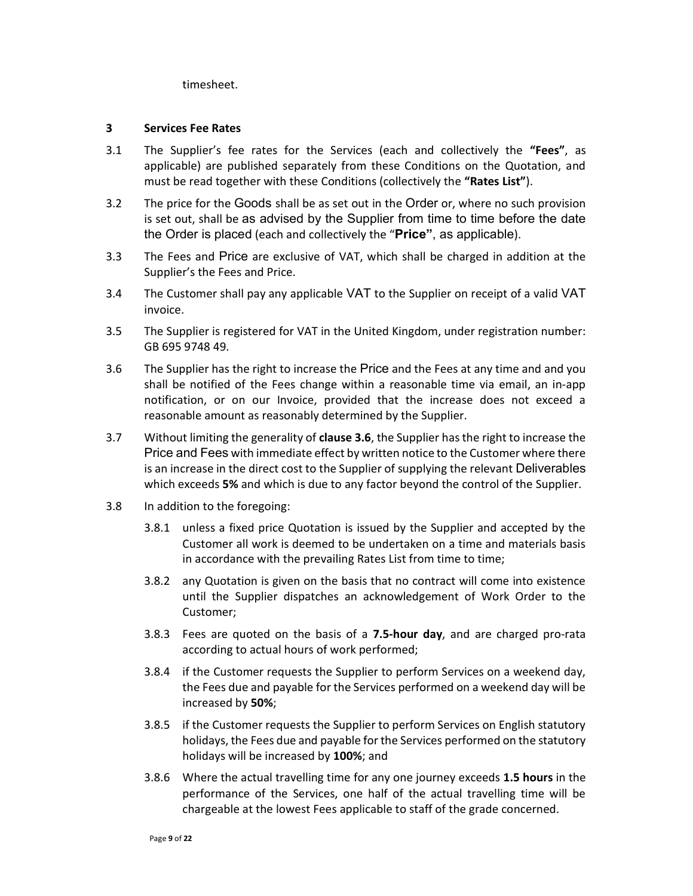timesheet.

## 3 Services Fee Rates

3.1 The Supplier's fee rates for the Services (each and collectively the **"Fees"**, as applicable) are published separately from these Conditions on the Quotation, and must be read together with these Conditions (collectively the **"Rates List"**).

3.2 The price for the Goods shall be as set out in the Order or, where no such provision is set out, shall be as advised by the Supplier from time to time before the date the Order is placed (each and collectively the "**Price"**, as applicable).

3.3 The Fees and Price are exclusive of VAT, which shall be charged in addition at the Supplier's the Fees and Price.

3.4 The Customer shall pay any applicable VAT to the Supplier on receipt of a valid VAT invoice.

3.5 The Supplier is registered for VAT in the United Kingdom, under registration number: GB 695 9748 49.

3.6 The Supplier has the right to increase the Price and the Fees at any time and and you shall be notified of the Fees change within a reasonable time via email, an in-app notification, or on our Invoice, provided that the increase does not exceed a reasonable amount as reasonably determined by the Supplier.

3.7 Without limiting the generality of **clause 3.6**, the Supplier has the right to increase the Price and Fees with immediate effect by written notice to the Customer where there is an increase in the direct cost to the Supplier of supplying the relevant Deliverables which exceeds **5%** and which is due to any factor beyond the control of the Supplier.

3.8 In addition to the foregoing:

3.8.1 unless a fixed price Quotation is issued by the Supplier and accepted by the Customer all work is deemed to be undertaken on a time and materials basis in accordance with the prevailing Rates List from time to time;

3.8.2 any Quotation is given on the basis that no contract will come into existence until the Supplier dispatches an acknowledgement of Work Order to the Customer;

3.8.3 Fees are quoted on the basis of a **7.5-hour day**, and are charged pro-rata according to actual hours of work performed;

3.8.4 if the Customer requests the Supplier to perform Services on a weekend day, the Fees due and payable for the Services performed on a weekend day will be increased by **50%**;

3.8.5 if the Customer requests the Supplier to perform Services on English statutory holidays, the Fees due and payable for the Services performed on the statutory holidays will be increased by **100%**; and

3.8.6 Where the actual travelling time for any one journey exceeds **1.5 hours** in the performance of the Services, one half of the actual travelling time will be chargeable at the lowest Fees applicable to staff of the grade concerned.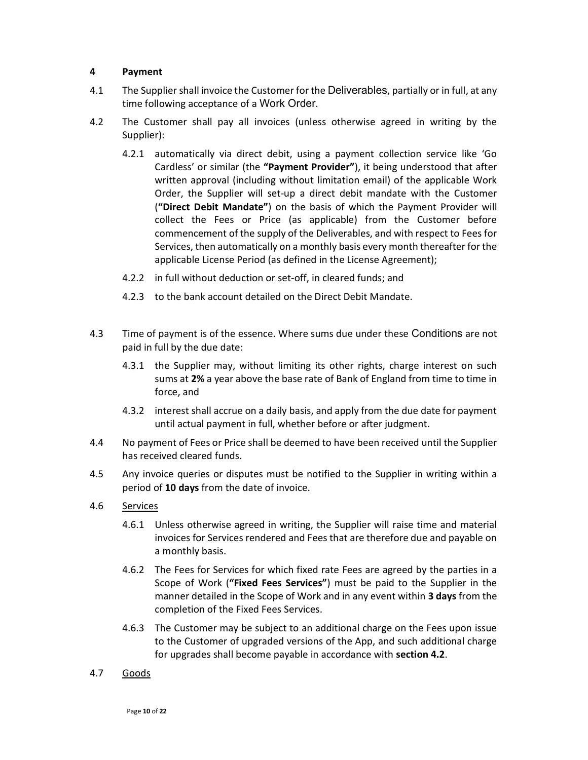## 4 Payment

4.1 The Supplier shall invoice the Customer for the Deliverables, partially or in full, at any time following acceptance of a Work Order.

4.2 The Customer shall pay all invoices (unless otherwise agreed in writing by the Supplier):

4.2.1 automatically via direct debit, using a payment collection service like 'Go Cardless' or similar (the **"Payment Provider"**), it being understood that after written approval (including without limitation email) of the applicable Work Order, the Supplier will set-up a direct debit mandate with the Customer (**"Direct Debit Mandate"**) on the basis of which the Payment Provider will collect the Fees or Price (as applicable) from the Customer before commencement of the supply of the Deliverables, and with respect to Fees for Services, then automatically on a monthly basis every month thereafter for the applicable License Period (as defined in the License Agreement);

4.2.2 in full without deduction or set-off, in cleared funds; and

4.2.3 to the bank account detailed on the Direct Debit Mandate.

4.3 Time of payment is of the essence. Where sums due under these Conditions are not paid in full by the due date:

4.3.1 the Supplier may, without limiting its other rights, charge interest on such sums at **2%** a year above the base rate of Bank of England from time to time in force, and

4.3.2 interest shall accrue on a daily basis, and apply from the due date for payment until actual payment in full, whether before or after judgment.

4.4 No payment of Fees or Price shall be deemed to have been received until the Supplier has received cleared funds.

4.5 Any invoice queries or disputes must be notified to the Supplier in writing within a period of **10 days** from the date of invoice.

4.6 Services

4.6.1 Unless otherwise agreed in writing, the Supplier will raise time and material invoices for Services rendered and Fees that are therefore due and payable on a monthly basis.

4.6.2 The Fees for Services for which fixed rate Fees are agreed by the parties in a Scope of Work (**"Fixed Fees Services"**) must be paid to the Supplier in the manner detailed in the Scope of Work and in any event within **3 days** from the completion of the Fixed Fees Services.

4.6.3 The Customer may be subject to an additional charge on the Fees upon issue to the Customer of upgraded versions of the App, and such additional charge for upgrades shall become payable in accordance with **section 4.2**.

4.7 Goods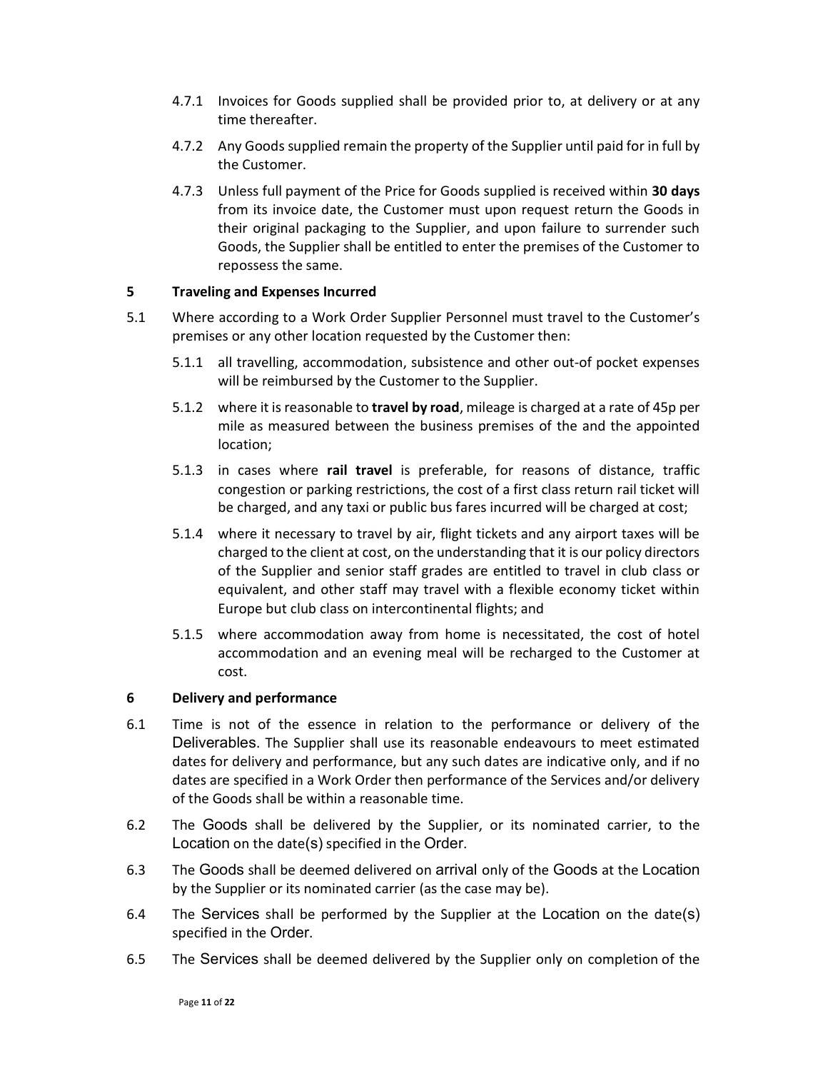4.7.1 Invoices for Goods supplied shall be provided prior to, at delivery or at any time thereafter.

4.7.2 Any Goods supplied remain the property of the Supplier until paid for in full by the Customer.

4.7.3 Unless full payment of the Price for Goods supplied is received within **30 days** from its invoice date, the Customer must upon request return the Goods in their original packaging to the Supplier, and upon failure to surrender such Goods, the Supplier shall be entitled to enter the premises of the Customer to repossess the same.

## 5 Traveling and Expenses Incurred

5.1 Where according to a Work Order Supplier Personnel must travel to the Customer's premises or any other location requested by the Customer then:

5.1.1 all travelling, accommodation, subsistence and other out-of pocket expenses will be reimbursed by the Customer to the Supplier.

5.1.2 where it is reasonable to **travel by road**, mileage is charged at a rate of 45p per mile as measured between the business premises of the and the appointed location;

5.1.3 in cases where **rail travel** is preferable, for reasons of distance, traffic congestion or parking restrictions, the cost of a first class return rail ticket will be charged, and any taxi or public bus fares incurred will be charged at cost;

5.1.4 where it necessary to travel by air, flight tickets and any airport taxes will be charged to the client at cost, on the understanding that it is our policy directors of the Supplier and senior staff grades are entitled to travel in club class or equivalent, and other staff may travel with a flexible economy ticket within Europe but club class on intercontinental flights; and

5.1.5 where accommodation away from home is necessitated, the cost of hotel accommodation and an evening meal will be recharged to the Customer at cost.

## 6 Delivery and performance

6.1 Time is not of the essence in relation to the performance or delivery of the Deliverables. The Supplier shall use its reasonable endeavours to meet estimated dates for delivery and performance, but any such dates are indicative only, and if no dates are specified in a Work Order then performance of the Services and/or delivery of the Goods shall be within a reasonable time.

6.2 The Goods shall be delivered by the Supplier, or its nominated carrier, to the Location on the date(s) specified in the Order.

6.3 The Goods shall be deemed delivered on arrival only of the Goods at the Location by the Supplier or its nominated carrier (as the case may be).

6.4 The Services shall be performed by the Supplier at the Location on the date(s) specified in the Order.

6.5 The Services shall be deemed delivered by the Supplier only on completion of the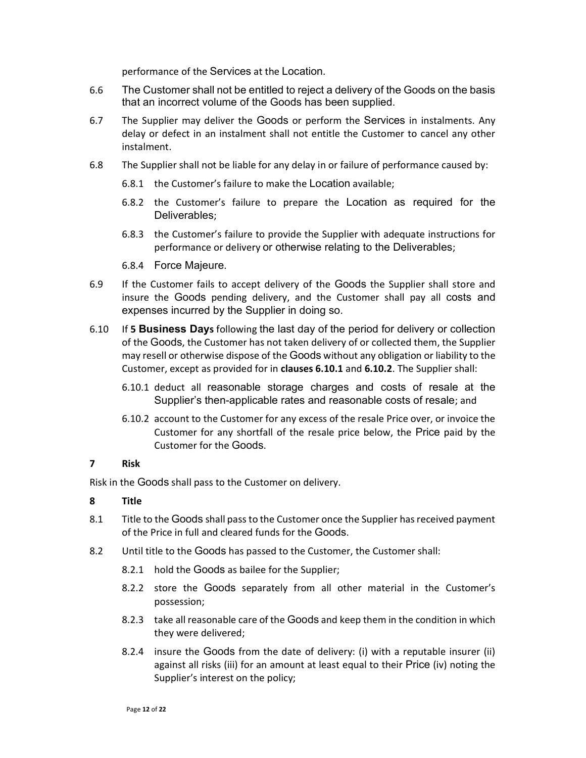performance of the Services at the Location.

6.6 The Customer shall not be entitled to reject a delivery of the Goods on the basis that an incorrect volume of the Goods has been supplied.

6.7 The Supplier may deliver the Goods or perform the Services in instalments. Any delay or defect in an instalment shall not entitle the Customer to cancel any other instalment.

6.8 The Supplier shall not be liable for any delay in or failure of performance caused by:

6.8.1 the Customer's failure to make the Location available;

6.8.2 the Customer's failure to prepare the Location as required for the Deliverables;

6.8.3 the Customer's failure to provide the Supplier with adequate instructions for performance or delivery or otherwise relating to the Deliverables;

6.8.4 Force Majeure.

6.9 If the Customer fails to accept delivery of the Goods the Supplier shall store and insure the Goods pending delivery, and the Customer shall pay all costs and expenses incurred by the Supplier in doing so.

6.10 If **5 Business Days** following the last day of the period for delivery or collection of the Goods, the Customer has not taken delivery of or collected them, the Supplier may resell or otherwise dispose of the Goods without any obligation or liability to the Customer, except as provided for in **clauses 6.10.1** and **6.10.2**. The Supplier shall:

6.10.1 deduct all reasonable storage charges and costs of resale at the Supplier's then-applicable rates and reasonable costs of resale; and

6.10.2 account to the Customer for any excess of the resale Price over, or invoice the Customer for any shortfall of the resale price below, the Price paid by the Customer for the Goods.

## 7 Risk

Risk in the Goods shall pass to the Customer on delivery.

## 8 Title

8.1 Title to the Goods shall pass to the Customer once the Supplier has received payment of the Price in full and cleared funds for the Goods.

8.2 Until title to the Goods has passed to the Customer, the Customer shall:

8.2.1 hold the Goods as bailee for the Supplier;

8.2.2 store the Goods separately from all other material in the Customer's possession;

8.2.3 take all reasonable care of the Goods and keep them in the condition in which they were delivered;

8.2.4 insure the Goods from the date of delivery: (i) with a reputable insurer (ii) against all risks (iii) for an amount at least equal to their Price (iv) noting the Supplier's interest on the policy;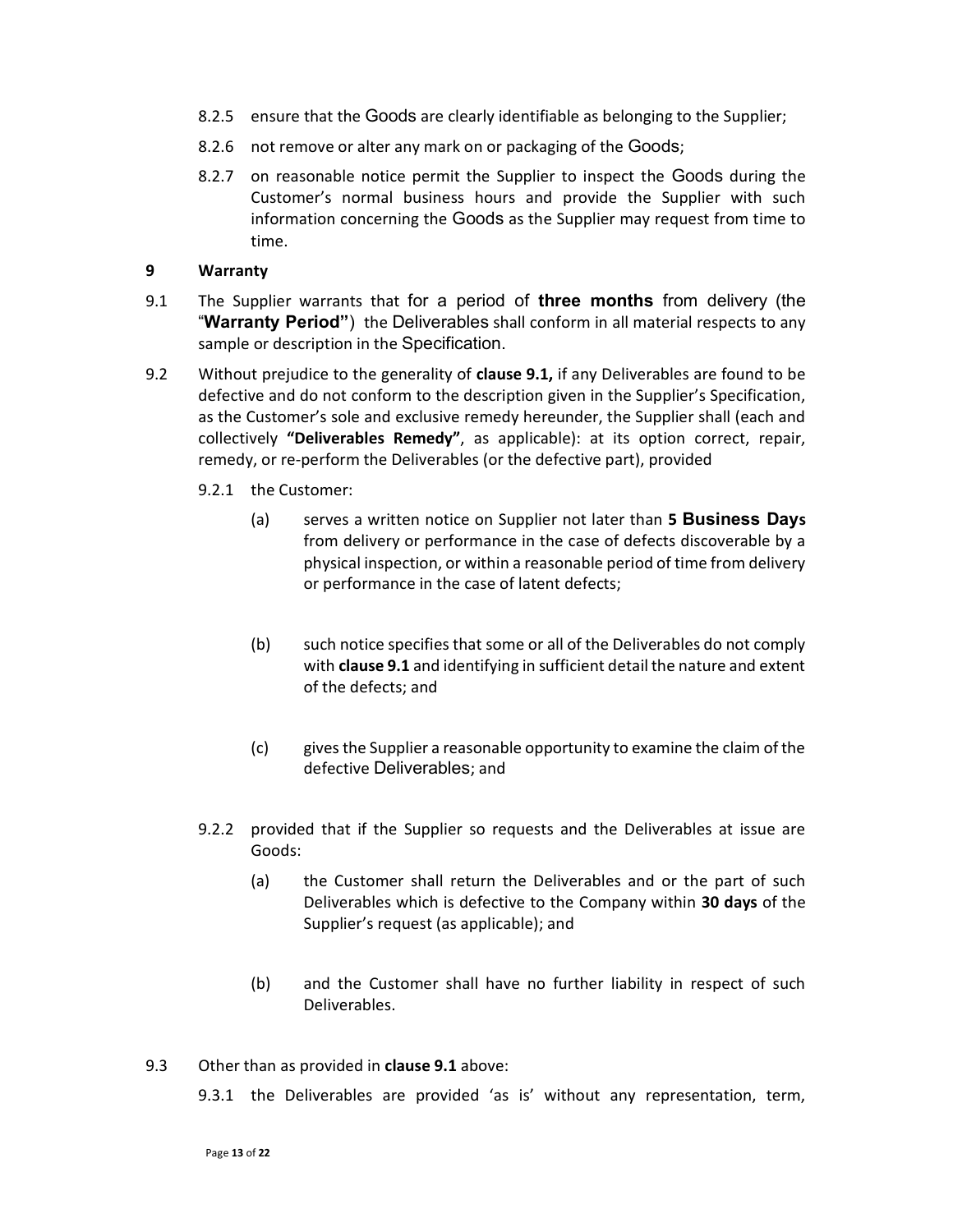8.2.5 ensure that the Goods are clearly identifiable as belonging to the Supplier;

8.2.6 not remove or alter any mark on or packaging of the Goods;

8.2.7 on reasonable notice permit the Supplier to inspect the Goods during the Customer's normal business hours and provide the Supplier with such information concerning the Goods as the Supplier may request from time to time.

**9 Warranty**

9.1 The Supplier warrants that for a period of **three months** from delivery (the "**Warranty Period**") the Deliverables shall conform in all material respects to any sample or description in the Specification.

9.2 Without prejudice to the generality of **clause 9.1,** if any Deliverables are found to be defective and do not conform to the description given in the Supplier's Specification, as the Customer's sole and exclusive remedy hereunder, the Supplier shall (each and collectively **"Deliverables Remedy"**, as applicable): at its option correct, repair, remedy, or re-perform the Deliverables (or the defective part), provided

9.2.1 the Customer:

(a) serves a written notice on Supplier not later than **5 Business Days** from delivery or performance in the case of defects discoverable by a physical inspection, or within a reasonable period of time from delivery or performance in the case of latent defects;

(b) such notice specifies that some or all of the Deliverables do not comply with **clause 9.1** and identifying in sufficient detail the nature and extent of the defects; and

(c) gives the Supplier a reasonable opportunity to examine the claim of the defective Deliverables; and

9.2.2 provided that if the Supplier so requests and the Deliverables at issue are Goods:

(a) the Customer shall return the Deliverables and or the part of such Deliverables which is defective to the Company within **30 days** of the Supplier's request (as applicable); and

(b) and the Customer shall have no further liability in respect of such Deliverables.

9.3 Other than as provided in **clause 9.1** above:

9.3.1 the Deliverables are provided 'as is' without any representation, term,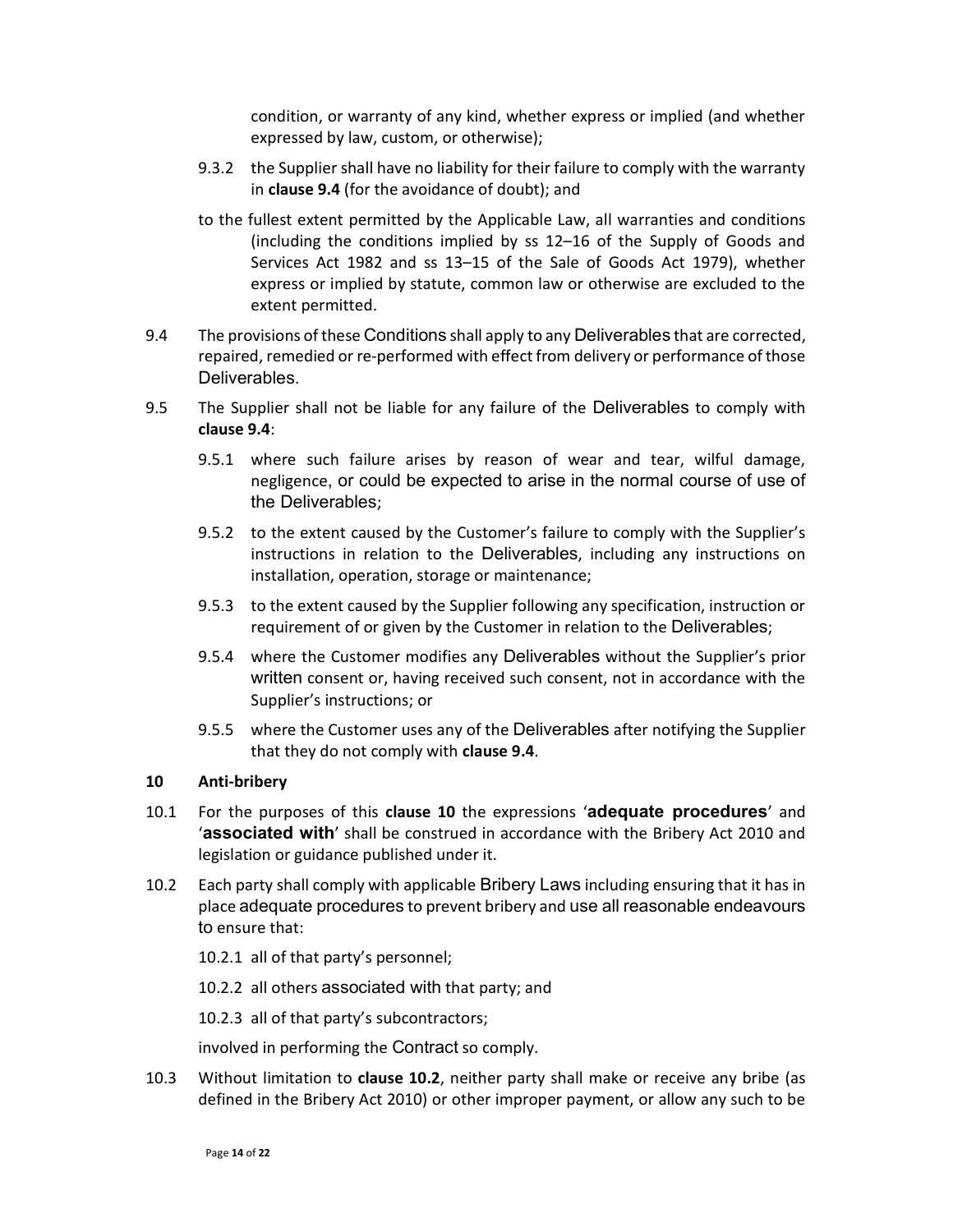condition, or warranty of any kind, whether express or implied (and whether expressed by law, custom, or otherwise);

9.3.2 the Supplier shall have no liability for their failure to comply with the warranty in **clause 9.4** (for the avoidance of doubt); and

to the fullest extent permitted by the Applicable Law, all warranties and conditions (including the conditions implied by ss 12–16 of the Supply of Goods and Services Act 1982 and ss 13–15 of the Sale of Goods Act 1979), whether express or implied by statute, common law or otherwise are excluded to the extent permitted.

9.4 The provisions of these Conditions shall apply to any Deliverables that are corrected, repaired, remedied or re-performed with effect from delivery or performance of those Deliverables.

9.5 The Supplier shall not be liable for any failure of the Deliverables to comply with **clause 9.4**:

9.5.1 where such failure arises by reason of wear and tear, wilful damage, negligence, or could be expected to arise in the normal course of use of the Deliverables;

9.5.2 to the extent caused by the Customer's failure to comply with the Supplier's instructions in relation to the Deliverables, including any instructions on installation, operation, storage or maintenance;

9.5.3 to the extent caused by the Supplier following any specification, instruction or requirement of or given by the Customer in relation to the Deliverables;

9.5.4 where the Customer modifies any Deliverables without the Supplier's prior written consent or, having received such consent, not in accordance with the Supplier's instructions; or

9.5.5 where the Customer uses any of the Deliverables after notifying the Supplier that they do not comply with **clause 9.4**.

## 10 Anti-bribery

10.1 For the purposes of this **clause 10** the expressions '**adequate procedures**' and '**associated with**' shall be construed in accordance with the Bribery Act 2010 and legislation or guidance published under it.

10.2 Each party shall comply with applicable Bribery Laws including ensuring that it has in place adequate procedures to prevent bribery and use all reasonable endeavours to ensure that:

10.2.1 all of that party's personnel;

10.2.2 all others associated with that party; and

10.2.3 all of that party's subcontractors;

involved in performing the Contract so comply.

10.3 Without limitation to **clause 10.2**, neither party shall make or receive any bribe (as defined in the Bribery Act 2010) or other improper payment, or allow any such to be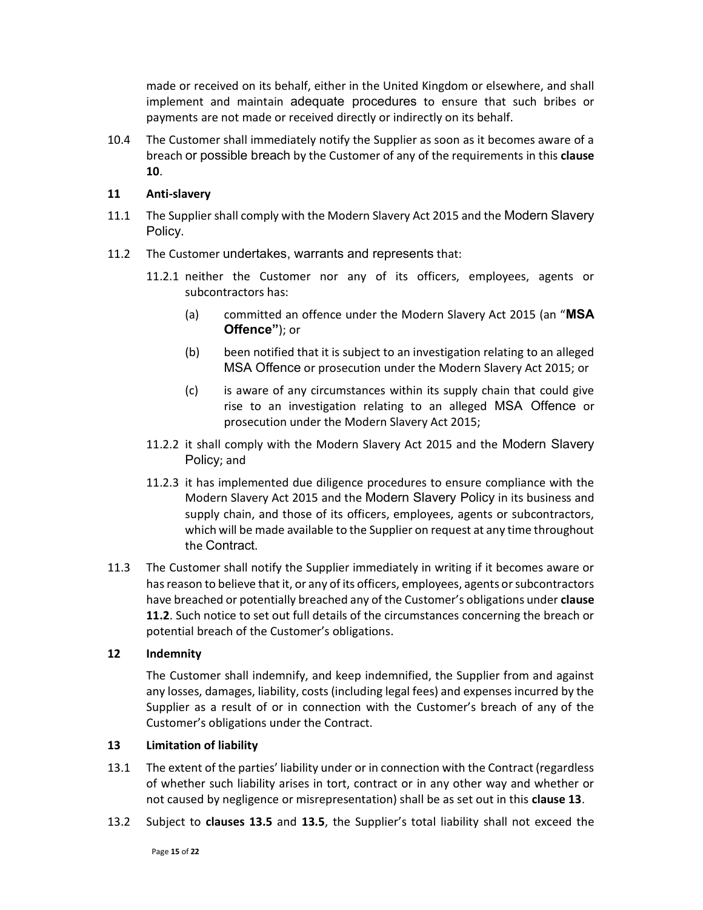made or received on its behalf, either in the United Kingdom or elsewhere, and shall implement and maintain adequate procedures to ensure that such bribes or payments are not made or received directly or indirectly on its behalf.

10.4 The Customer shall immediately notify the Supplier as soon as it becomes aware of a breach or possible breach by the Customer of any of the requirements in this **clause 10**.

## 11 Anti-slavery

11.1 The Supplier shall comply with the Modern Slavery Act 2015 and the Modern Slavery Policy.

11.2 The Customer undertakes, warrants and represents that:

11.2.1 neither the Customer nor any of its officers, employees, agents or subcontractors has:

(a) committed an offence under the Modern Slavery Act 2015 (an "**MSA Offence"**); or

(b) been notified that it is subject to an investigation relating to an alleged MSA Offence or prosecution under the Modern Slavery Act 2015; or

(c) is aware of any circumstances within its supply chain that could give rise to an investigation relating to an alleged MSA Offence or prosecution under the Modern Slavery Act 2015;

11.2.2 it shall comply with the Modern Slavery Act 2015 and the Modern Slavery Policy; and

11.2.3 it has implemented due diligence procedures to ensure compliance with the Modern Slavery Act 2015 and the Modern Slavery Policy in its business and supply chain, and those of its officers, employees, agents or subcontractors, which will be made available to the Supplier on request at any time throughout the Contract.

11.3 The Customer shall notify the Supplier immediately in writing if it becomes aware or has reason to believe that it, or any of its officers, employees, agents or subcontractors have breached or potentially breached any of the Customer's obligations under **clause 11.2**. Such notice to set out full details of the circumstances concerning the breach or potential breach of the Customer's obligations.

## 12 Indemnity

The Customer shall indemnify, and keep indemnified, the Supplier from and against any losses, damages, liability, costs (including legal fees) and expenses incurred by the Supplier as a result of or in connection with the Customer's breach of any of the Customer's obligations under the Contract.

## 13 Limitation of liability

13.1 The extent of the parties' liability under or in connection with the Contract (regardless of whether such liability arises in tort, contract or in any other way and whether or not caused by negligence or misrepresentation) shall be as set out in this **clause 13**.

13.2 Subject to **clauses 13.5** and **13.5**, the Supplier's total liability shall not exceed the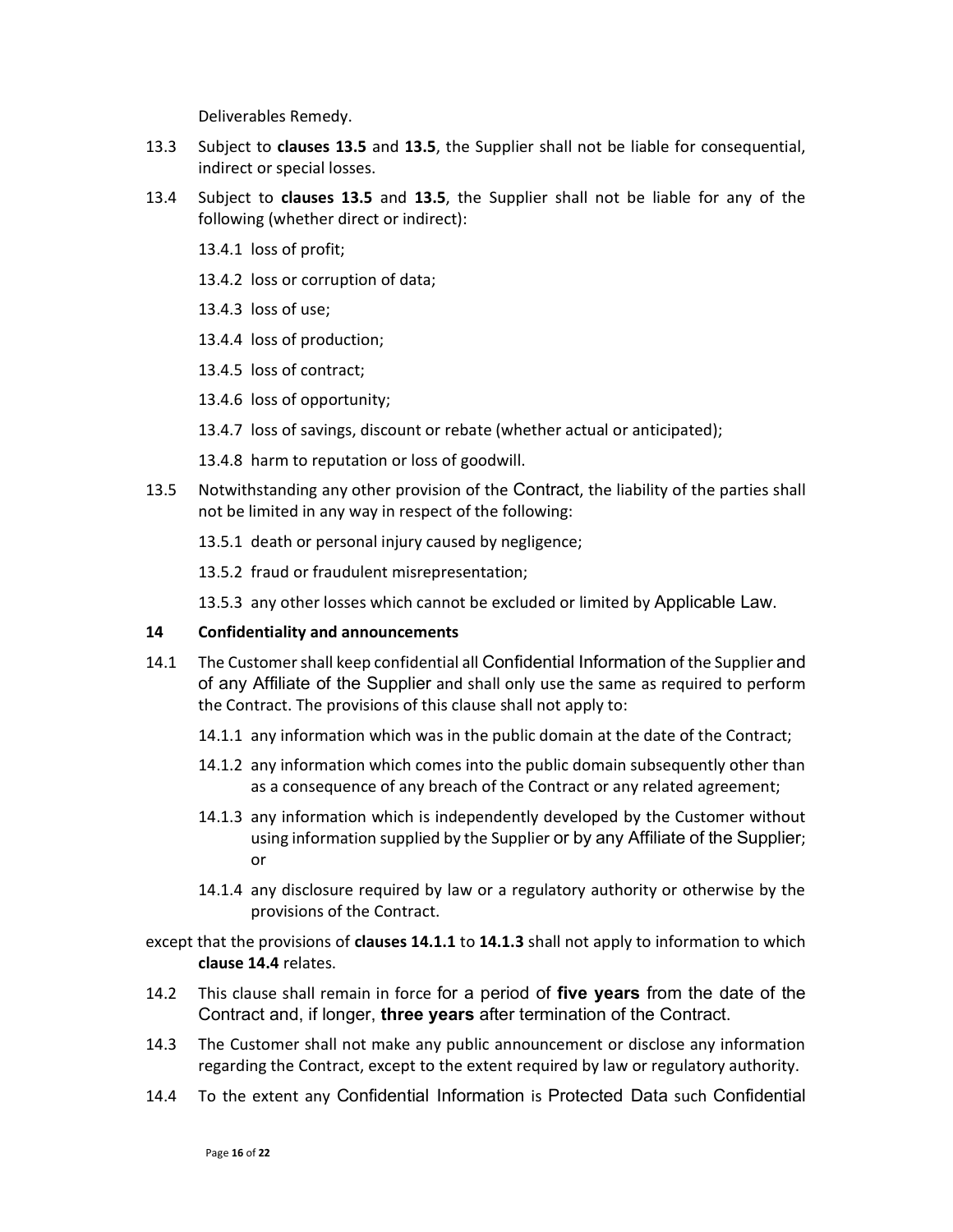Deliverables Remedy.

13.3 Subject to **clauses 13.5** and **13.5**, the Supplier shall not be liable for consequential, indirect or special losses.

13.4 Subject to **clauses 13.5** and **13.5**, the Supplier shall not be liable for any of the following (whether direct or indirect):

13.4.1 loss of profit;

13.4.2 loss or corruption of data;

13.4.3 loss of use;

13.4.4 loss of production;

13.4.5 loss of contract;

13.4.6 loss of opportunity;

13.4.7 loss of savings, discount or rebate (whether actual or anticipated);

13.4.8 harm to reputation or loss of goodwill.

13.5 Notwithstanding any other provision of the Contract, the liability of the parties shall not be limited in any way in respect of the following:

13.5.1 death or personal injury caused by negligence;

13.5.2 fraud or fraudulent misrepresentation;

13.5.3 any other losses which cannot be excluded or limited by Applicable Law.

**14 Confidentiality and announcements**

14.1 The Customer shall keep confidential all Confidential Information of the Supplier and of any Affiliate of the Supplier and shall only use the same as required to perform the Contract. The provisions of this clause shall not apply to:

14.1.1 any information which was in the public domain at the date of the Contract;

14.1.2 any information which comes into the public domain subsequently other than as a consequence of any breach of the Contract or any related agreement;

14.1.3 any information which is independently developed by the Customer without using information supplied by the Supplier or by any Affiliate of the Supplier; or

14.1.4 any disclosure required by law or a regulatory authority or otherwise by the provisions of the Contract.

except that the provisions of **clauses 14.1.1** to **14.1.3** shall not apply to information to which **clause 14.4** relates.

14.2 This clause shall remain in force for a period of **five years** from the date of the Contract and, if longer, **three years** after termination of the Contract.

14.3 The Customer shall not make any public announcement or disclose any information regarding the Contract, except to the extent required by law or regulatory authority.

14.4 To the extent any Confidential Information is Protected Data such Confidential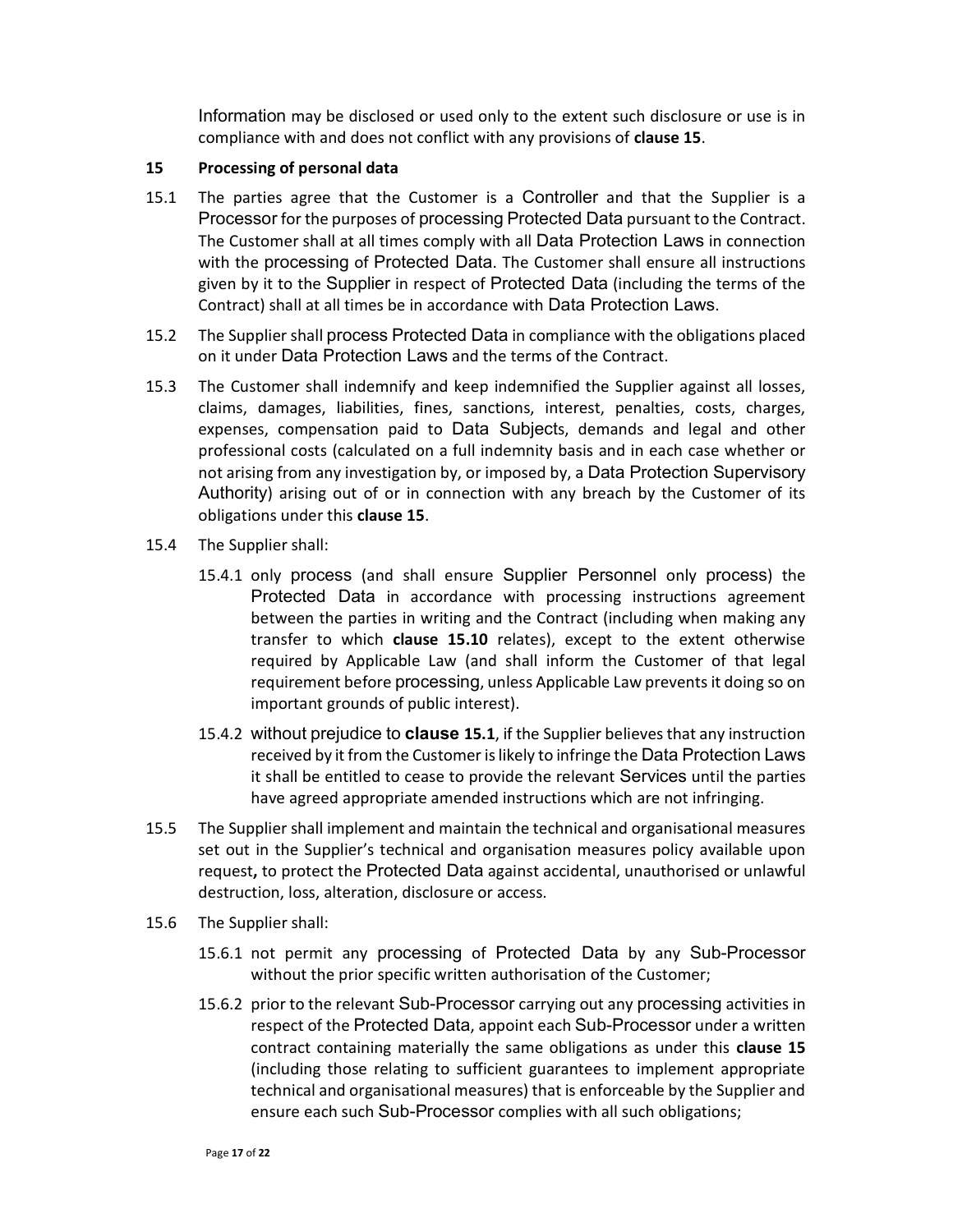Information may be disclosed or used only to the extent such disclosure or use is in compliance with and does not conflict with any provisions of **clause 15**.

**15 Processing of personal data**

15.1 The parties agree that the Customer is a Controller and that the Supplier is a Processor for the purposes of processing Protected Data pursuant to the Contract. The Customer shall at all times comply with all Data Protection Laws in connection with the processing of Protected Data. The Customer shall ensure all instructions given by it to the Supplier in respect of Protected Data (including the terms of the Contract) shall at all times be in accordance with Data Protection Laws.

15.2 The Supplier shall process Protected Data in compliance with the obligations placed on it under Data Protection Laws and the terms of the Contract.

15.3 The Customer shall indemnify and keep indemnified the Supplier against all losses, claims, damages, liabilities, fines, sanctions, interest, penalties, costs, charges, expenses, compensation paid to Data Subjects, demands and legal and other professional costs (calculated on a full indemnity basis and in each case whether or not arising from any investigation by, or imposed by, a Data Protection Supervisory Authority) arising out of or in connection with any breach by the Customer of its obligations under this **clause 15**.

15.4 The Supplier shall:

15.4.1 only process (and shall ensure Supplier Personnel only process) the Protected Data in accordance with processing instructions agreement between the parties in writing and the Contract (including when making any transfer to which **clause 15.10** relates), except to the extent otherwise required by Applicable Law (and shall inform the Customer of that legal requirement before processing, unless Applicable Law prevents it doing so on important grounds of public interest).

15.4.2 without prejudice to **clause 15.1**, if the Supplier believes that any instruction received by it from the Customer is likely to infringe the Data Protection Laws it shall be entitled to cease to provide the relevant Services until the parties have agreed appropriate amended instructions which are not infringing.

15.5 The Supplier shall implement and maintain the technical and organisational measures set out in the Supplier's technical and organisation measures policy available upon request**,** to protect the Protected Data against accidental, unauthorised or unlawful destruction, loss, alteration, disclosure or access.

15.6 The Supplier shall:

15.6.1 not permit any processing of Protected Data by any Sub-Processor without the prior specific written authorisation of the Customer;

15.6.2 prior to the relevant Sub-Processor carrying out any processing activities in respect of the Protected Data, appoint each Sub-Processor under a written contract containing materially the same obligations as under this **clause 15** (including those relating to sufficient guarantees to implement appropriate technical and organisational measures) that is enforceable by the Supplier and ensure each such Sub-Processor complies with all such obligations;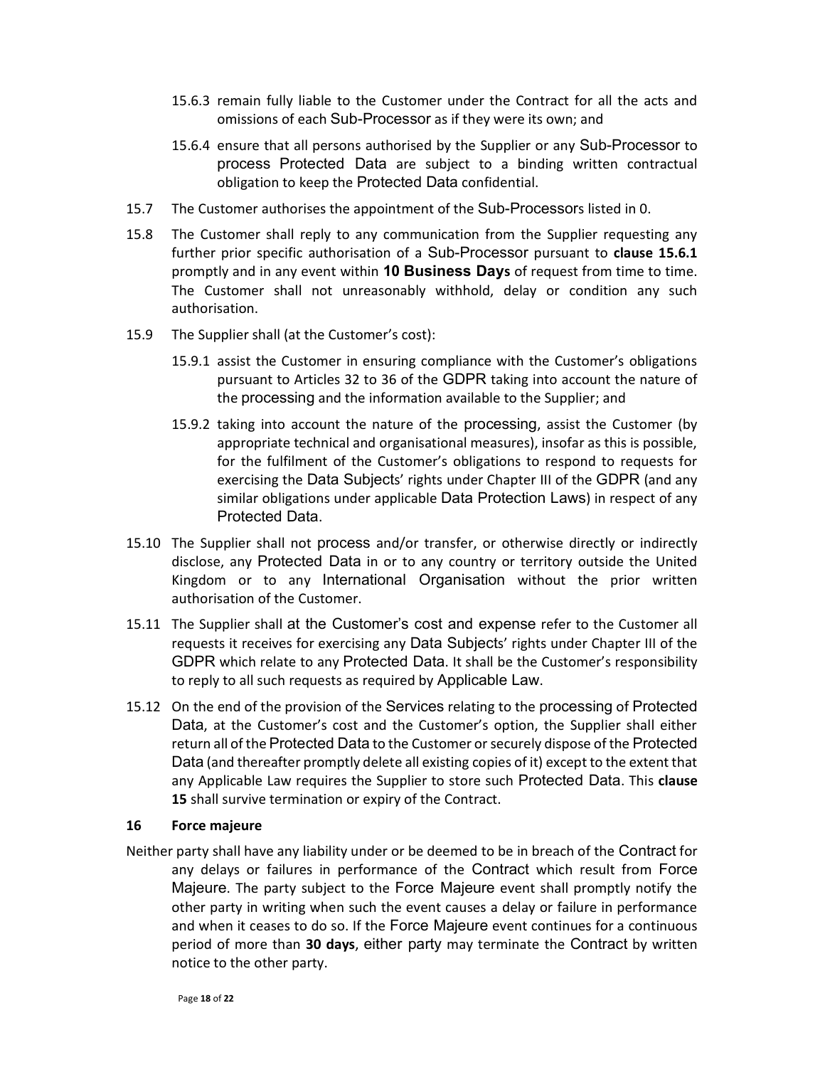15.6.3 remain fully liable to the Customer under the Contract for all the acts and omissions of each Sub-Processor as if they were its own; and

15.6.4 ensure that all persons authorised by the Supplier or any Sub-Processor to process Protected Data are subject to a binding written contractual obligation to keep the Protected Data confidential.

15.7 The Customer authorises the appointment of the Sub-Processors listed in 0.

15.8 The Customer shall reply to any communication from the Supplier requesting any further prior specific authorisation of a Sub-Processor pursuant to **clause 15.6.1** promptly and in any event within **10 Business Days** of request from time to time. The Customer shall not unreasonably withhold, delay or condition any such authorisation.

15.9 The Supplier shall (at the Customer's cost):

15.9.1 assist the Customer in ensuring compliance with the Customer's obligations pursuant to Articles 32 to 36 of the GDPR taking into account the nature of the processing and the information available to the Supplier; and

15.9.2 taking into account the nature of the processing, assist the Customer (by appropriate technical and organisational measures), insofar as this is possible, for the fulfilment of the Customer's obligations to respond to requests for exercising the Data Subjects' rights under Chapter III of the GDPR (and any similar obligations under applicable Data Protection Laws) in respect of any Protected Data.

15.10 The Supplier shall not process and/or transfer, or otherwise directly or indirectly disclose, any Protected Data in or to any country or territory outside the United Kingdom or to any International Organisation without the prior written authorisation of the Customer.

15.11 The Supplier shall at the Customer's cost and expense refer to the Customer all requests it receives for exercising any Data Subjects' rights under Chapter III of the GDPR which relate to any Protected Data. It shall be the Customer's responsibility to reply to all such requests as required by Applicable Law.

15.12 On the end of the provision of the Services relating to the processing of Protected Data, at the Customer's cost and the Customer's option, the Supplier shall either return all of the Protected Data to the Customer or securely dispose of the Protected Data (and thereafter promptly delete all existing copies of it) except to the extent that any Applicable Law requires the Supplier to store such Protected Data. This **clause 15** shall survive termination or expiry of the Contract.

## 16 Force majeure

Neither party shall have any liability under or be deemed to be in breach of the Contract for any delays or failures in performance of the Contract which result from Force Majeure. The party subject to the Force Majeure event shall promptly notify the other party in writing when such the event causes a delay or failure in performance and when it ceases to do so. If the Force Majeure event continues for a continuous period of more than **30 days**, either party may terminate the Contract by written notice to the other party.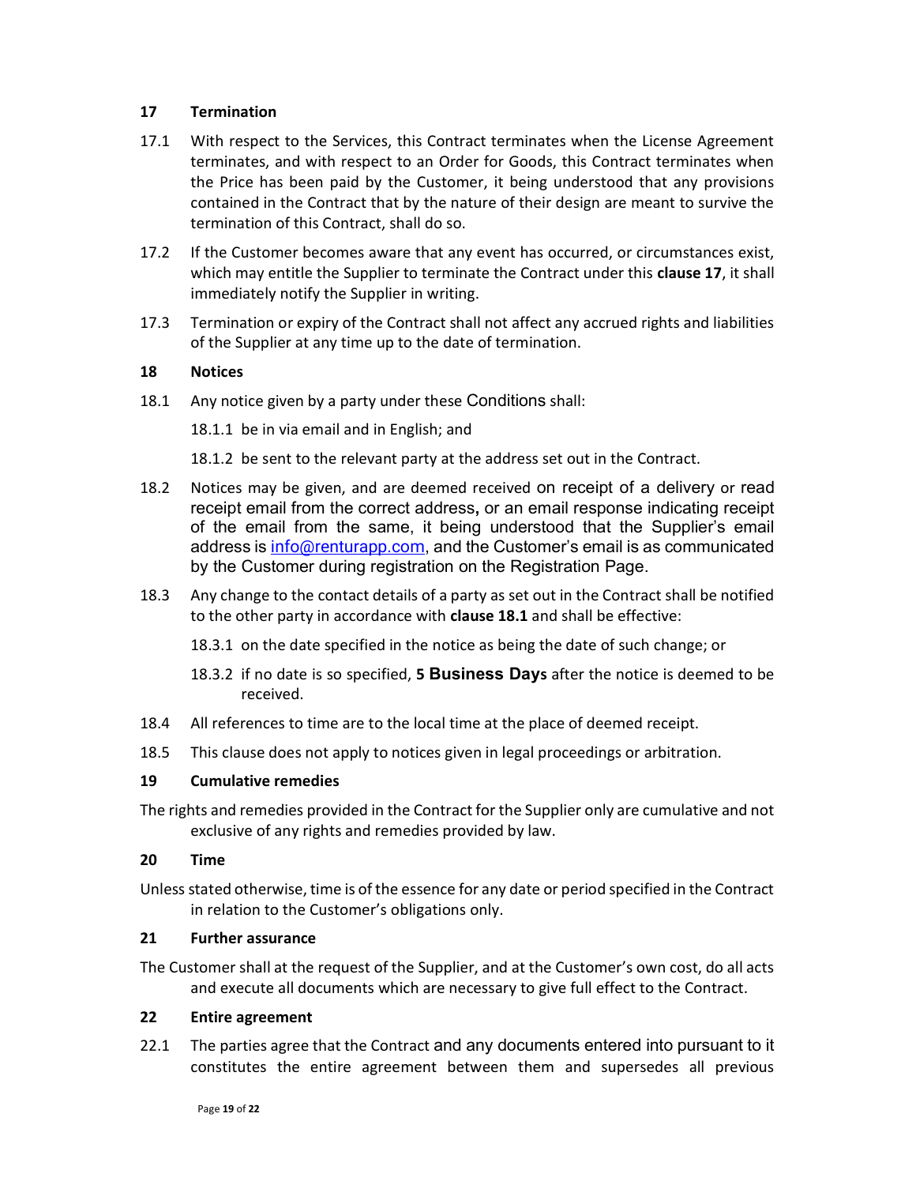## 17 Termination

17.1 With respect to the Services, this Contract terminates when the License Agreement terminates, and with respect to an Order for Goods, this Contract terminates when the Price has been paid by the Customer, it being understood that any provisions contained in the Contract that by the nature of their design are meant to survive the termination of this Contract, shall do so.

17.2 If the Customer becomes aware that any event has occurred, or circumstances exist, which may entitle the Supplier to terminate the Contract under this **clause 17**, it shall immediately notify the Supplier in writing.

17.3 Termination or expiry of the Contract shall not affect any accrued rights and liabilities of the Supplier at any time up to the date of termination.

## 18 Notices

18.1 Any notice given by a party under these Conditions shall:

18.1.1 be in via email and in English; and

18.1.2 be sent to the relevant party at the address set out in the Contract.

18.2 Notices may be given, and are deemed received on receipt of a delivery or read receipt email from the correct address, or an email response indicating receipt of the email from the same, it being understood that the Supplier's email address is info@renturapp.com, and the Customer's email is as communicated by the Customer during registration on the Registration Page.

18.3 Any change to the contact details of a party as set out in the Contract shall be notified to the other party in accordance with **clause 18.1** and shall be effective:

18.3.1 on the date specified in the notice as being the date of such change; or

18.3.2 if no date is so specified, **5 Business Days** after the notice is deemed to be received.

18.4 All references to time are to the local time at the place of deemed receipt.

18.5 This clause does not apply to notices given in legal proceedings or arbitration.

## 19 Cumulative remedies

The rights and remedies provided in the Contract for the Supplier only are cumulative and not exclusive of any rights and remedies provided by law.

## 20 Time

Unless stated otherwise, time is of the essence for any date or period specified in the Contract in relation to the Customer's obligations only.

## 21 Further assurance

The Customer shall at the request of the Supplier, and at the Customer's own cost, do all acts and execute all documents which are necessary to give full effect to the Contract.

## 22 Entire agreement

22.1 The parties agree that the Contract and any documents entered into pursuant to it constitutes the entire agreement between them and supersedes all previous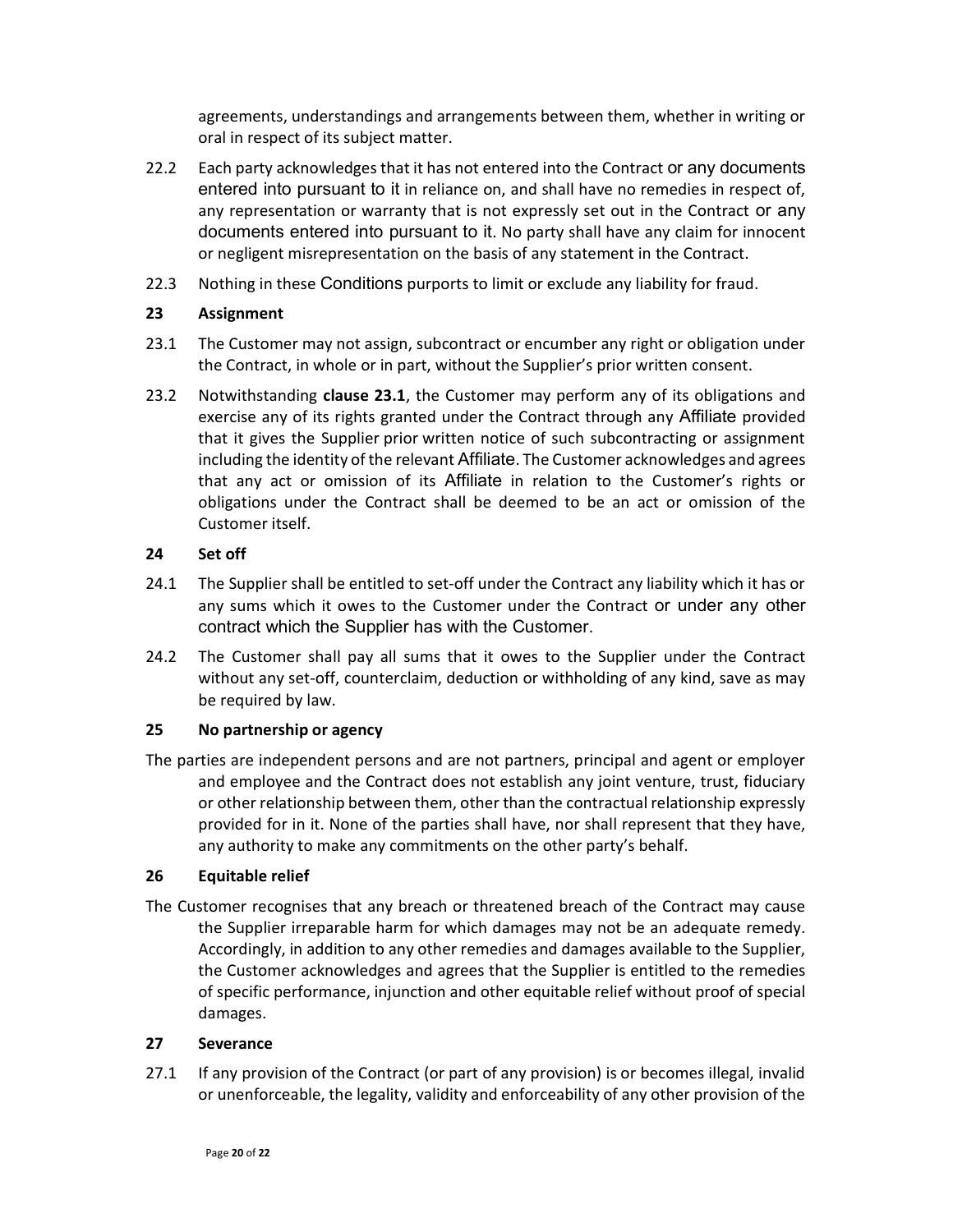agreements, understandings and arrangements between them, whether in writing or oral in respect of its subject matter.

22.2 Each party acknowledges that it has not entered into the Contract or any documents entered into pursuant to it in reliance on, and shall have no remedies in respect of, any representation or warranty that is not expressly set out in the Contract or any documents entered into pursuant to it. No party shall have any claim for innocent or negligent misrepresentation on the basis of any statement in the Contract.

22.3 Nothing in these Conditions purports to limit or exclude any liability for fraud.

### 23 Assignment

23.1 The Customer may not assign, subcontract or encumber any right or obligation under the Contract, in whole or in part, without the Supplier's prior written consent.

23.2 Notwithstanding **clause 23.1**, the Customer may perform any of its obligations and exercise any of its rights granted under the Contract through any Affiliate provided that it gives the Supplier prior written notice of such subcontracting or assignment including the identity of the relevant Affiliate. The Customer acknowledges and agrees that any act or omission of its Affiliate in relation to the Customer's rights or obligations under the Contract shall be deemed to be an act or omission of the Customer itself.

### 24 Set off

24.1 The Supplier shall be entitled to set-off under the Contract any liability which it has or any sums which it owes to the Customer under the Contract or under any other contract which the Supplier has with the Customer.

24.2 The Customer shall pay all sums that it owes to the Supplier under the Contract without any set-off, counterclaim, deduction or withholding of any kind, save as may be required by law.

### 25 No partnership or agency

The parties are independent persons and are not partners, principal and agent or employer and employee and the Contract does not establish any joint venture, trust, fiduciary or other relationship between them, other than the contractual relationship expressly provided for in it. None of the parties shall have, nor shall represent that they have, any authority to make any commitments on the other party's behalf.

### 26 Equitable relief

The Customer recognises that any breach or threatened breach of the Contract may cause the Supplier irreparable harm for which damages may not be an adequate remedy. Accordingly, in addition to any other remedies and damages available to the Supplier, the Customer acknowledges and agrees that the Supplier is entitled to the remedies of specific performance, injunction and other equitable relief without proof of special damages.

### 27 Severance

27.1 If any provision of the Contract (or part of any provision) is or becomes illegal, invalid or unenforceable, the legality, validity and enforceability of any other provision of the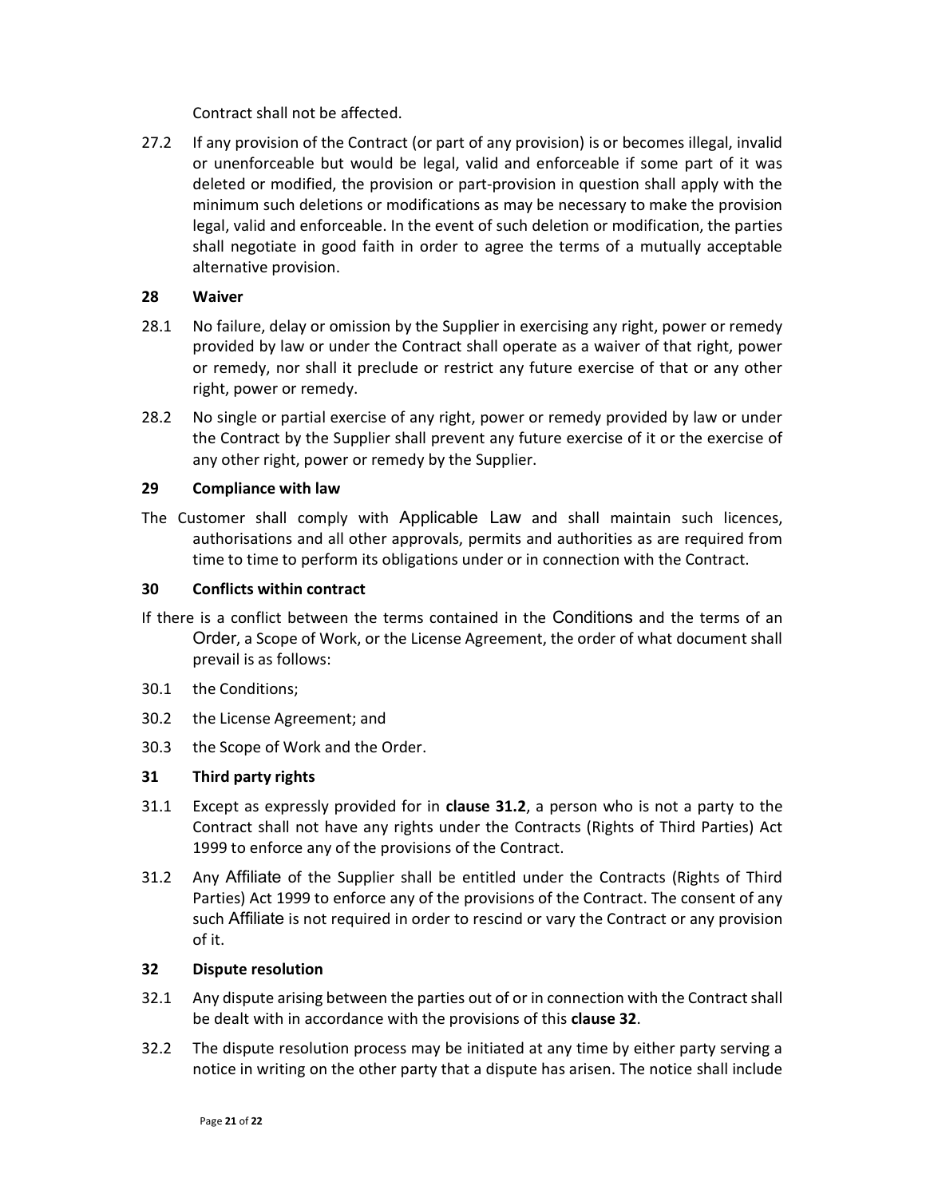Contract shall not be affected.

27.2 If any provision of the Contract (or part of any provision) is or becomes illegal, invalid or unenforceable but would be legal, valid and enforceable if some part of it was deleted or modified, the provision or part-provision in question shall apply with the minimum such deletions or modifications as may be necessary to make the provision legal, valid and enforceable. In the event of such deletion or modification, the parties shall negotiate in good faith in order to agree the terms of a mutually acceptable alternative provision.

**28 Waiver**

28.1 No failure, delay or omission by the Supplier in exercising any right, power or remedy provided by law or under the Contract shall operate as a waiver of that right, power or remedy, nor shall it preclude or restrict any future exercise of that or any other right, power or remedy.

28.2 No single or partial exercise of any right, power or remedy provided by law or under the Contract by the Supplier shall prevent any future exercise of it or the exercise of any other right, power or remedy by the Supplier.

**29 Compliance with law**

The Customer shall comply with Applicable Law and shall maintain such licences, authorisations and all other approvals, permits and authorities as are required from time to time to perform its obligations under or in connection with the Contract.

**30 Conflicts within contract**

If there is a conflict between the terms contained in the Conditions and the terms of an Order, a Scope of Work, or the License Agreement, the order of what document shall prevail is as follows:

30.1 the Conditions;

30.2 the License Agreement; and

30.3 the Scope of Work and the Order.

**31 Third party rights**

31.1 Except as expressly provided for in **clause 31.2**, a person who is not a party to the Contract shall not have any rights under the Contracts (Rights of Third Parties) Act 1999 to enforce any of the provisions of the Contract.

31.2 Any Affiliate of the Supplier shall be entitled under the Contracts (Rights of Third Parties) Act 1999 to enforce any of the provisions of the Contract. The consent of any such Affiliate is not required in order to rescind or vary the Contract or any provision of it.

**32 Dispute resolution**

32.1 Any dispute arising between the parties out of or in connection with the Contract shall be dealt with in accordance with the provisions of this **clause 32**.

32.2 The dispute resolution process may be initiated at any time by either party serving a notice in writing on the other party that a dispute has arisen. The notice shall include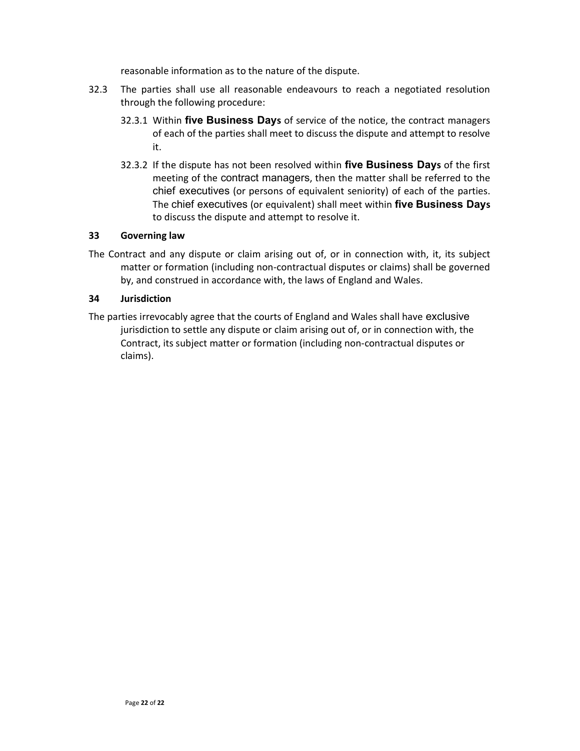reasonable information as to the nature of the dispute.

32.3 The parties shall use all reasonable endeavours to reach a negotiated resolution through the following procedure:

32.3.1 Within **five Business Days** of service of the notice, the contract managers of each of the parties shall meet to discuss the dispute and attempt to resolve it.

32.3.2 If the dispute has not been resolved within **five Business Days** of the first meeting of the contract managers, then the matter shall be referred to the chief executives (or persons of equivalent seniority) of each of the parties. The chief executives (or equivalent) shall meet within **five Business Days** to discuss the dispute and attempt to resolve it.

### 33 Governing law

The Contract and any dispute or claim arising out of, or in connection with, it, its subject matter or formation (including non-contractual disputes or claims) shall be governed by, and construed in accordance with, the laws of England and Wales.

### 34 Jurisdiction

The parties irrevocably agree that the courts of England and Wales shall have exclusive jurisdiction to settle any dispute or claim arising out of, or in connection with, the Contract, its subject matter or formation (including non-contractual disputes or claims).